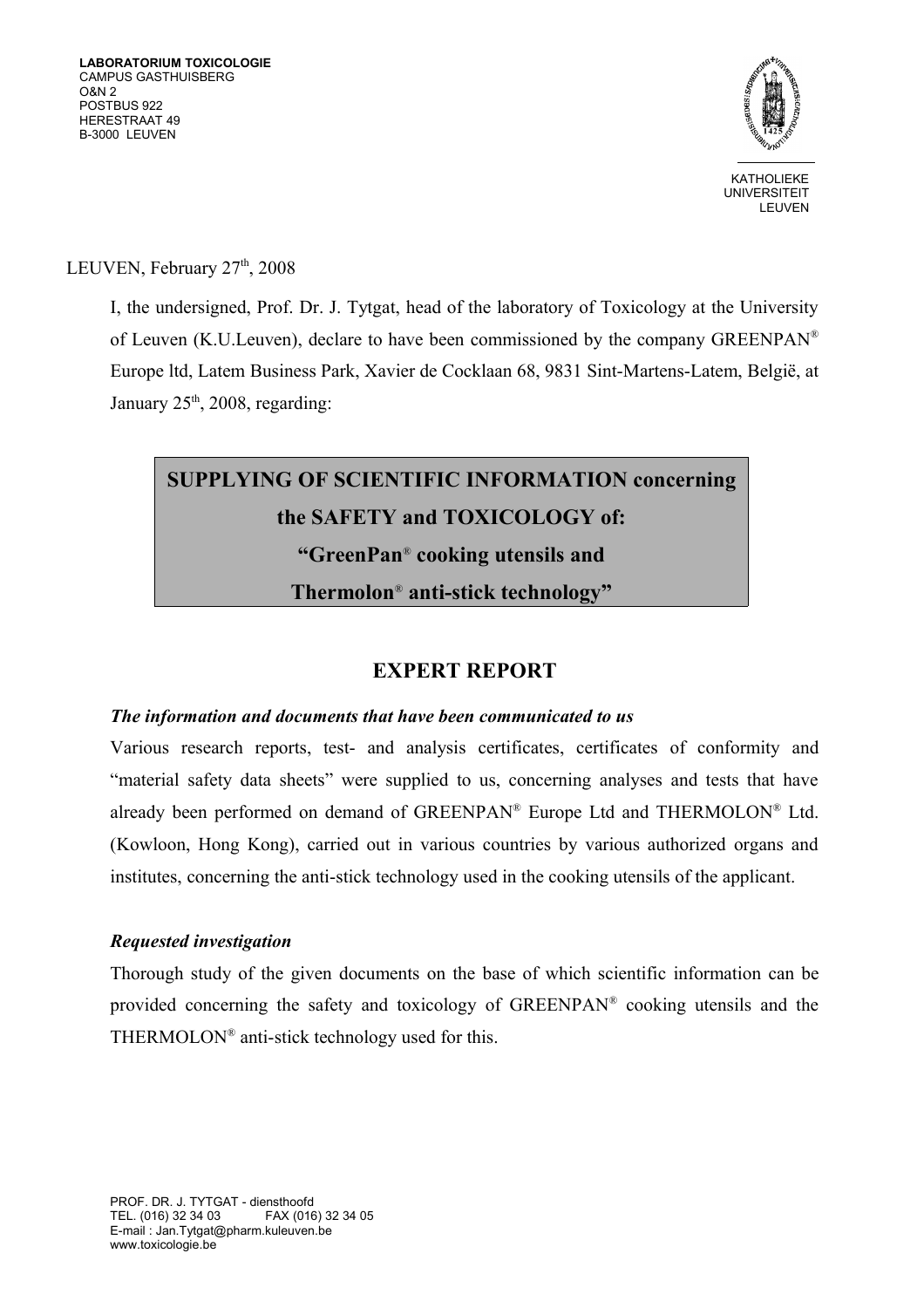**LABORATORIUM TOXICOLOGIE**
CAMPUS GASTHUISBERG
O&N 2
POSTBUS 922
HERESTRAAT 49
B-3000 LEUVEN

KATHOLIEKE
UNIVERSITEIT
LEUVEN

LEUVEN, February 27th, 2008

I, the undersigned, Prof. Dr. J. Tytgat, head of the laboratory of Toxicology at the University of Leuven (K.U.Leuven), declare to have been commissioned by the company GREENPAN® Europe ltd, Latem Business Park, Xavier de Cocklaan 68, 9831 Sint-Martens-Latem, België, at January 25th, 2008, regarding:

**SUPPLYING OF SCIENTIFIC INFORMATION concerning the SAFETY and TOXICOLOGY of: "GreenPan® cooking utensils and Thermolon® anti-stick technology"**

## EXPERT REPORT

***The information and documents that have been communicated to us***

Various research reports, test- and analysis certificates, certificates of conformity and "material safety data sheets" were supplied to us, concerning analyses and tests that have already been performed on demand of GREENPAN® Europe Ltd and THERMOLON® Ltd. (Kowloon, Hong Kong), carried out in various countries by various authorized organs and institutes, concerning the anti-stick technology used in the cooking utensils of the applicant.

***Requested investigation***

Thorough study of the given documents on the base of which scientific information can be provided concerning the safety and toxicology of GREENPAN® cooking utensils and the THERMOLON® anti-stick technology used for this.

PROF. DR. J. TYTGAT - diensthoofd
TEL. (016) 32 34 03 FAX (016) 32 34 05
E-mail : Jan.Tytgat@pharm.kuleuven.be
www.toxicologie.be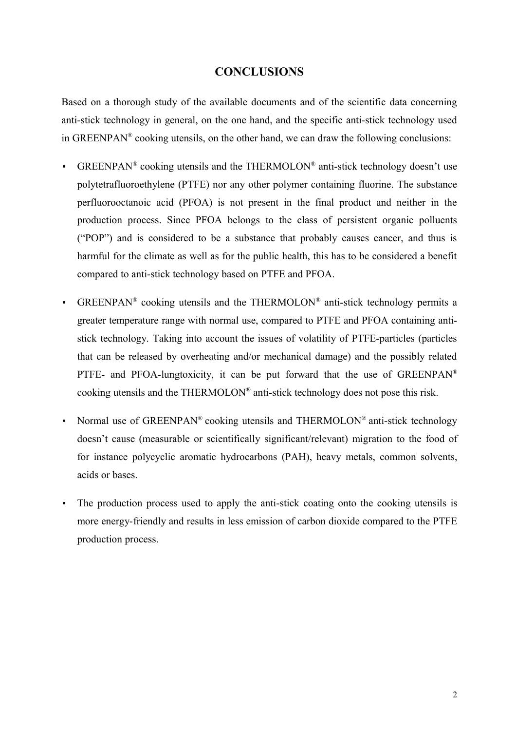# CONCLUSIONS

Based on a thorough study of the available documents and of the scientific data concerning anti-stick technology in general, on the one hand, and the specific anti-stick technology used in GREENPAN® cooking utensils, on the other hand, we can draw the following conclusions:

- GREENPAN® cooking utensils and the THERMOLON® anti-stick technology doesn't use polytetrafluoroethylene (PTFE) nor any other polymer containing fluorine. The substance perfluorooctanoic acid (PFOA) is not present in the final product and neither in the production process. Since PFOA belongs to the class of persistent organic polluents ("POP") and is considered to be a substance that probably causes cancer, and thus is harmful for the climate as well as for the public health, this has to be considered a benefit compared to anti-stick technology based on PTFE and PFOA.

- GREENPAN® cooking utensils and the THERMOLON® anti-stick technology permits a greater temperature range with normal use, compared to PTFE and PFOA containing anti-stick technology. Taking into account the issues of volatility of PTFE-particles (particles that can be released by overheating and/or mechanical damage) and the possibly related PTFE- and PFOA-lungtoxicity, it can be put forward that the use of GREENPAN® cooking utensils and the THERMOLON® anti-stick technology does not pose this risk.

- Normal use of GREENPAN® cooking utensils and THERMOLON® anti-stick technology doesn't cause (measurable or scientifically significant/relevant) migration to the food of for instance polycyclic aromatic hydrocarbons (PAH), heavy metals, common solvents, acids or bases.

- The production process used to apply the anti-stick coating onto the cooking utensils is more energy-friendly and results in less emission of carbon dioxide compared to the PTFE production process.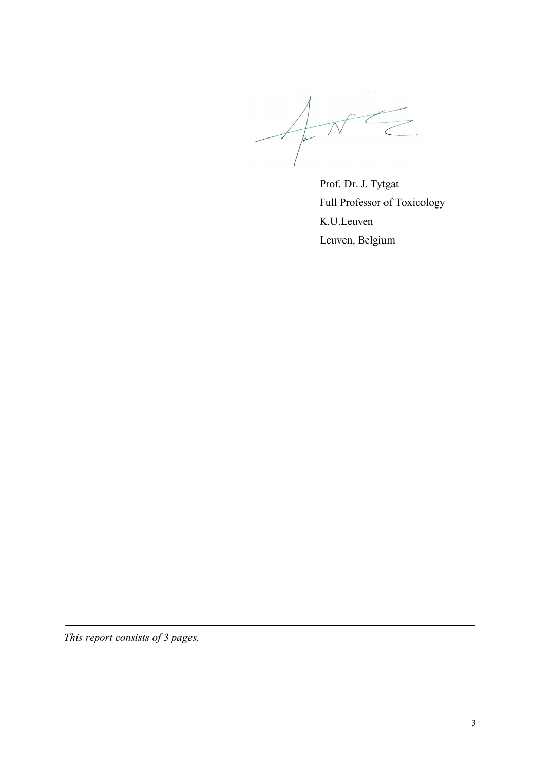Prof. Dr. J. Tytgat

Full Professor of Toxicology

K.U.Leuven

Leuven, Belgium

---

*This report consists of 3 pages.*